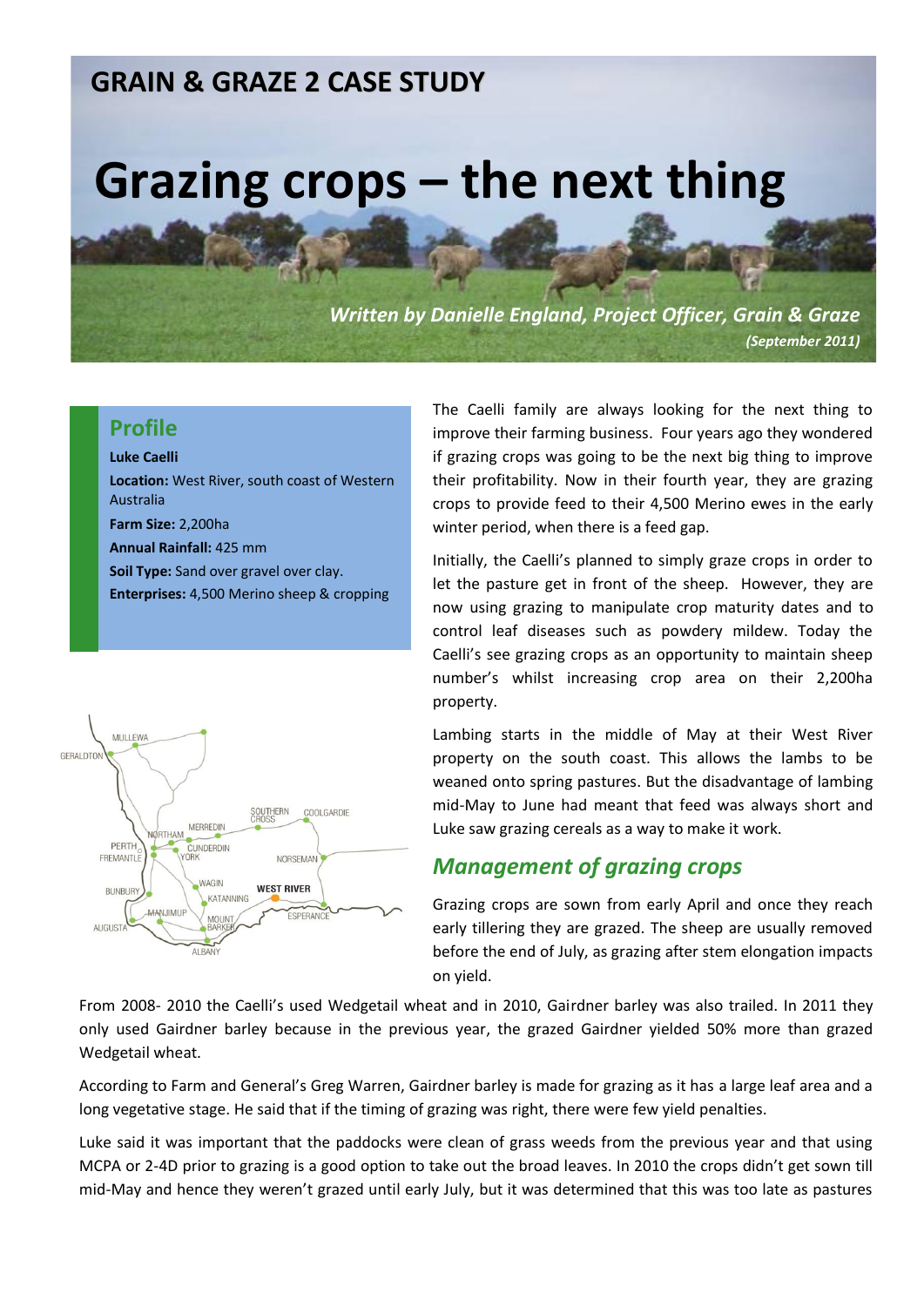## GRAIN & GRAZE 2 CASE STUDY

# Grazing crops – the next thing

***Written by Danielle England, Project Officer, Grain & Graze***

***(September 2011)***

### Profile

**Luke Caelli**

**Location:** West River, south coast of Western Australia

**Farm Size:** 2,200ha

**Annual Rainfall:** 425 mm

**Soil Type:** Sand over gravel over clay.

**Enterprises:** 4,500 Merino sheep & cropping

The Caelli family are always looking for the next thing to improve their farming business. Four years ago they wondered if grazing crops was going to be the next big thing to improve their profitability. Now in their fourth year, they are grazing crops to provide feed to their 4,500 Merino ewes in the early winter period, when there is a feed gap.

Initially, the Caelli's planned to simply graze crops in order to let the pasture get in front of the sheep. However, they are now using grazing to manipulate crop maturity dates and to control leaf diseases such as powdery mildew. Today the Caelli's see grazing crops as an opportunity to maintain sheep number's whilst increasing crop area on their 2,200ha property.

Lambing starts in the middle of May at their West River property on the south coast. This allows the lambs to be weaned onto spring pastures. But the disadvantage of lambing mid-May to June had meant that feed was always short and Luke saw grazing cereals as a way to make it work.

## *Management of grazing crops*

Grazing crops are sown from early April and once they reach early tillering they are grazed. The sheep are usually removed before the end of July, as grazing after stem elongation impacts on yield.

From 2008- 2010 the Caelli's used Wedgetail wheat and in 2010, Gairdner barley was also trailed. In 2011 they only used Gairdner barley because in the previous year, the grazed Gairdner yielded 50% more than grazed Wedgetail wheat.

According to Farm and General's Greg Warren, Gairdner barley is made for grazing as it has a large leaf area and a long vegetative stage. He said that if the timing of grazing was right, there were few yield penalties.

Luke said it was important that the paddocks were clean of grass weeds from the previous year and that using MCPA or 2-4D prior to grazing is a good option to take out the broad leaves. In 2010 the crops didn't get sown till mid-May and hence they weren't grazed until early July, but it was determined that this was too late as pastures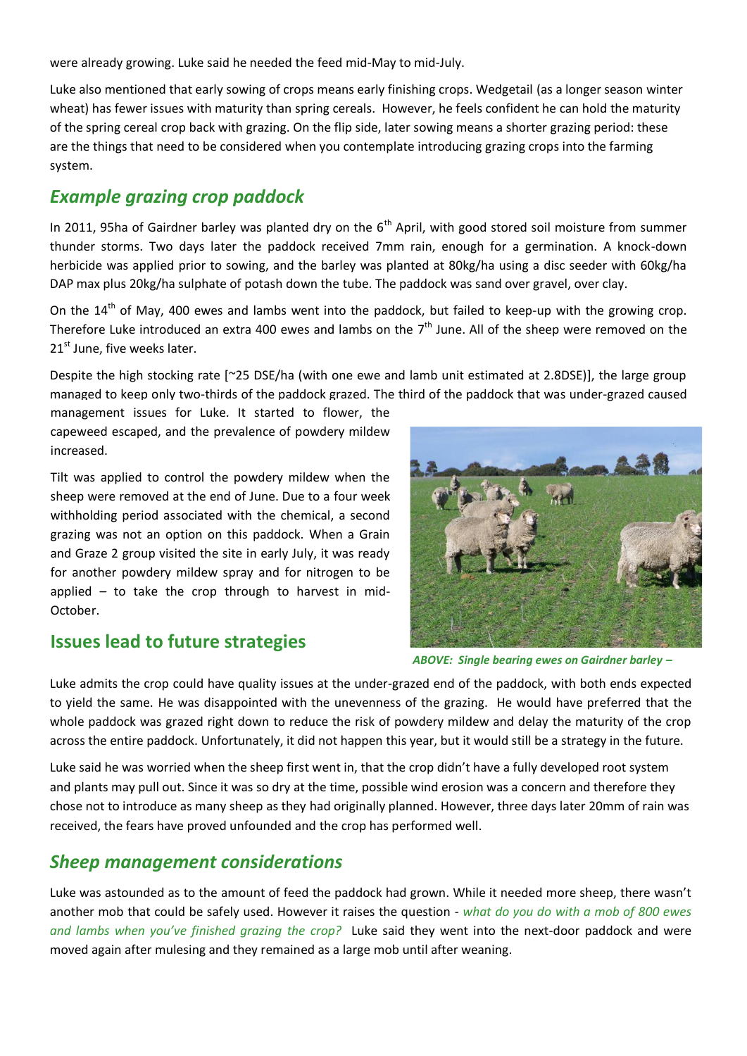were already growing. Luke said he needed the feed mid-May to mid-July.

Luke also mentioned that early sowing of crops means early finishing crops. Wedgetail (as a longer season winter wheat) has fewer issues with maturity than spring cereals. However, he feels confident he can hold the maturity of the spring cereal crop back with grazing. On the flip side, later sowing means a shorter grazing period: these are the things that need to be considered when you contemplate introducing grazing crops into the farming system.

## *Example grazing crop paddock*

In 2011, 95ha of Gairdner barley was planted dry on the 6th April, with good stored soil moisture from summer thunder storms. Two days later the paddock received 7mm rain, enough for a germination. A knock-down herbicide was applied prior to sowing, and the barley was planted at 80kg/ha using a disc seeder with 60kg/ha DAP max plus 20kg/ha sulphate of potash down the tube. The paddock was sand over gravel, over clay.

On the 14th of May, 400 ewes and lambs went into the paddock, but failed to keep-up with the growing crop. Therefore Luke introduced an extra 400 ewes and lambs on the 7th June. All of the sheep were removed on the 21st June, five weeks later.

Despite the high stocking rate [~25 DSE/ha (with one ewe and lamb unit estimated at 2.8DSE)], the large group managed to keep only two-thirds of the paddock grazed. The third of the paddock that was under-grazed caused management issues for Luke. It started to flower, the capeweed escaped, and the prevalence of powdery mildew increased.

Tilt was applied to control the powdery mildew when the sheep were removed at the end of June. Due to a four week withholding period associated with the chemical, a second grazing was not an option on this paddock. When a Grain and Graze 2 group visited the site in early July, it was ready for another powdery mildew spray and for nitrogen to be applied – to take the crop through to harvest in mid-October.

*ABOVE: Single bearing ewes on Gairdner barley –*

## Issues lead to future strategies

Luke admits the crop could have quality issues at the under-grazed end of the paddock, with both ends expected to yield the same. He was disappointed with the unevenness of the grazing. He would have preferred that the whole paddock was grazed right down to reduce the risk of powdery mildew and delay the maturity of the crop across the entire paddock. Unfortunately, it did not happen this year, but it would still be a strategy in the future.

Luke said he was worried when the sheep first went in, that the crop didn't have a fully developed root system and plants may pull out. Since it was so dry at the time, possible wind erosion was a concern and therefore they chose not to introduce as many sheep as they had originally planned. However, three days later 20mm of rain was received, the fears have proved unfounded and the crop has performed well.

## *Sheep management considerations*

Luke was astounded as to the amount of feed the paddock had grown. While it needed more sheep, there wasn't another mob that could be safely used. However it raises the question - *what do you do with a mob of 800 ewes and lambs when you've finished grazing the crop?* Luke said they went into the next-door paddock and were moved again after mulesing and they remained as a large mob until after weaning.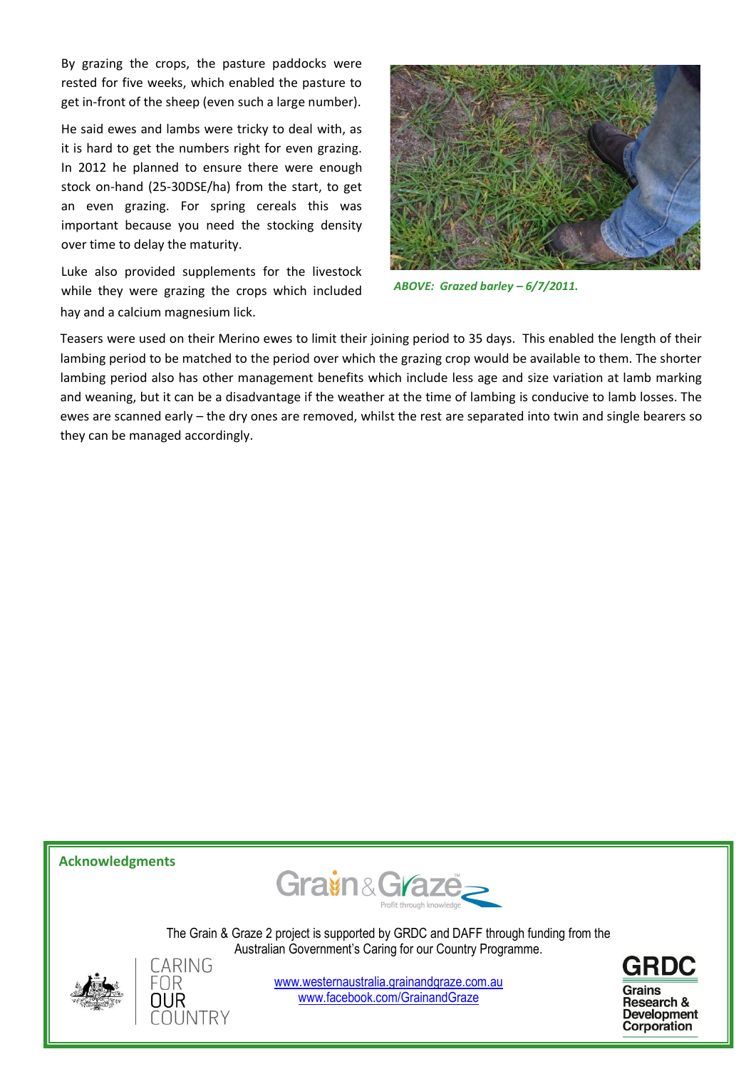By grazing the crops, the pasture paddocks were rested for five weeks, which enabled the pasture to get in-front of the sheep (even such a large number).

He said ewes and lambs were tricky to deal with, as it is hard to get the numbers right for even grazing. In 2012 he planned to ensure there were enough stock on-hand (25-30DSE/ha) from the start, to get an even grazing. For spring cereals this was important because you need the stocking density over time to delay the maturity.

Luke also provided supplements for the livestock while they were grazing the crops which included hay and a calcium magnesium lick.

*ABOVE: Grazed barley – 6/7/2011.*

Teasers were used on their Merino ewes to limit their joining period to 35 days. This enabled the length of their lambing period to be matched to the period over which the grazing crop would be available to them. The shorter lambing period also has other management benefits which include less age and size variation at lamb marking and weaning, but it can be a disadvantage if the weather at the time of lambing is conducive to lamb losses. The ewes are scanned early – the dry ones are removed, whilst the rest are separated into twin and single bearers so they can be managed accordingly.

**Acknowledgments**

The Grain & Graze 2 project is supported by GRDC and DAFF through funding from the Australian Government's Caring for our Country Programme.

www.westernaustralia.grainandgraze.com.au
www.facebook.com/GrainandGraze